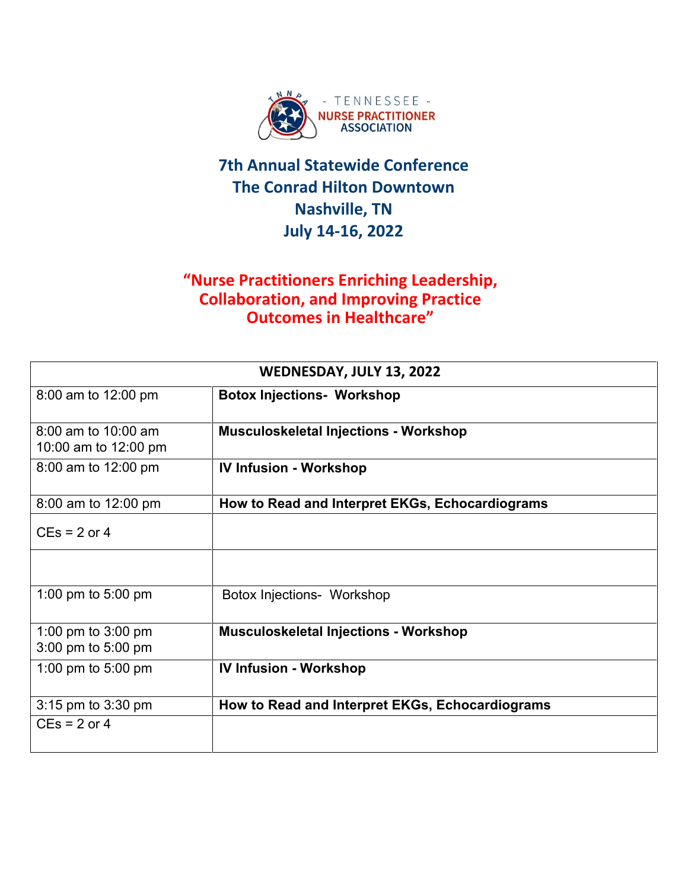- TENNESSEE -
NURSE PRACTITIONER ASSOCIATION

# 7th Annual Statewide Conference
# The Conrad Hilton Downtown
# Nashville, TN
# July 14-16, 2022

## “Nurse Practitioners Enriching Leadership, Collaboration, and Improving Practice Outcomes in Healthcare”

| WEDNESDAY, JULY 13, 2022 | |
|---|---|
| 8:00 am to 12:00 pm | **Botox Injections- Workshop** |
| 8:00 am to 10:00 am<br>10:00 am to 12:00 pm | **Musculoskeletal Injections - Workshop** |
| 8:00 am to 12:00 pm | **IV Infusion - Workshop** |
| 8:00 am to 12:00 pm | **How to Read and Interpret EKGs, Echocardiograms** |
| CEs = 2 or 4 | |
| | |
| 1:00 pm to 5:00 pm | Botox Injections- Workshop |
| 1:00 pm to 3:00 pm<br>3:00 pm to 5:00 pm | **Musculoskeletal Injections - Workshop** |
| 1:00 pm to 5:00 pm | **IV Infusion - Workshop** |
| 3:15 pm to 3:30 pm | **How to Read and Interpret EKGs, Echocardiograms** |
| CEs = 2 or 4 | |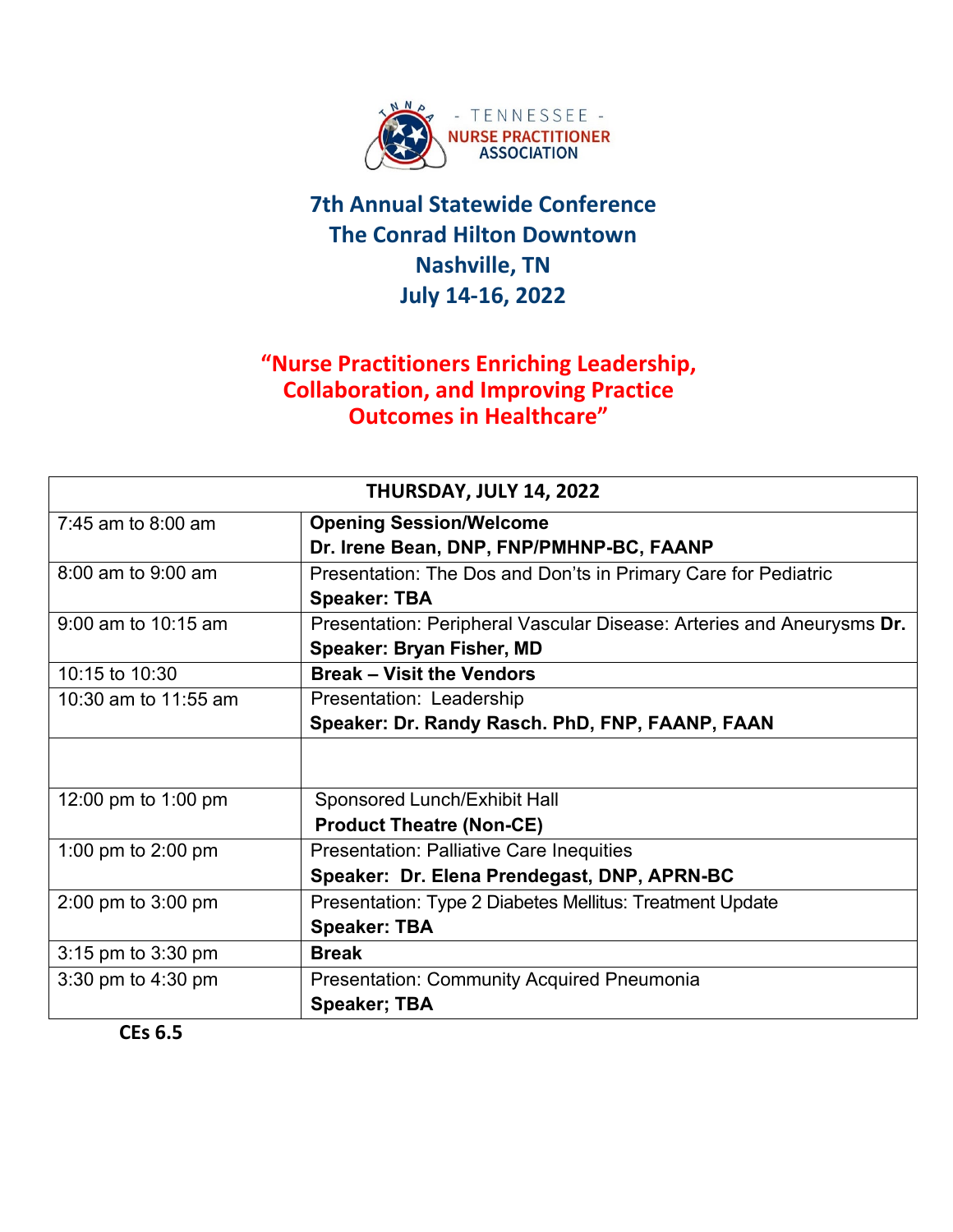- TENNESSEE -
NURSE PRACTITIONER
ASSOCIATION

# 7th Annual Statewide Conference
# The Conrad Hilton Downtown
# Nashville, TN
# July 14-16, 2022

## "Nurse Practitioners Enriching Leadership, Collaboration, and Improving Practice Outcomes in Healthcare"

| THURSDAY, JULY 14, 2022 | |
|---|---|
| 7:45 am to 8:00 am | **Opening Session/Welcome**<br>**Dr. Irene Bean, DNP, FNP/PMHNP-BC, FAANP** |
| 8:00 am to 9:00 am | Presentation: The Dos and Don'ts in Primary Care for Pediatric<br>**Speaker: TBA** |
| 9:00 am to 10:15 am | Presentation: Peripheral Vascular Disease: Arteries and Aneurysms **Dr.**<br>**Speaker: Bryan Fisher, MD** |
| 10:15 to 10:30 | **Break – Visit the Vendors** |
| 10:30 am to 11:55 am | Presentation: Leadership<br>**Speaker: Dr. Randy Rasch. PhD, FNP, FAANP, FAAN** |
| | |
| 12:00 pm to 1:00 pm | Sponsored Lunch/Exhibit Hall<br>**Product Theatre (Non-CE)** |
| 1:00 pm to 2:00 pm | Presentation: Palliative Care Inequities<br>**Speaker: Dr. Elena Prendegast, DNP, APRN-BC** |
| 2:00 pm to 3:00 pm | Presentation: Type 2 Diabetes Mellitus: Treatment Update<br>**Speaker: TBA** |
| 3:15 pm to 3:30 pm | **Break** |
| 3:30 pm to 4:30 pm | Presentation: Community Acquired Pneumonia<br>**Speaker; TBA** |

**CEs 6.5**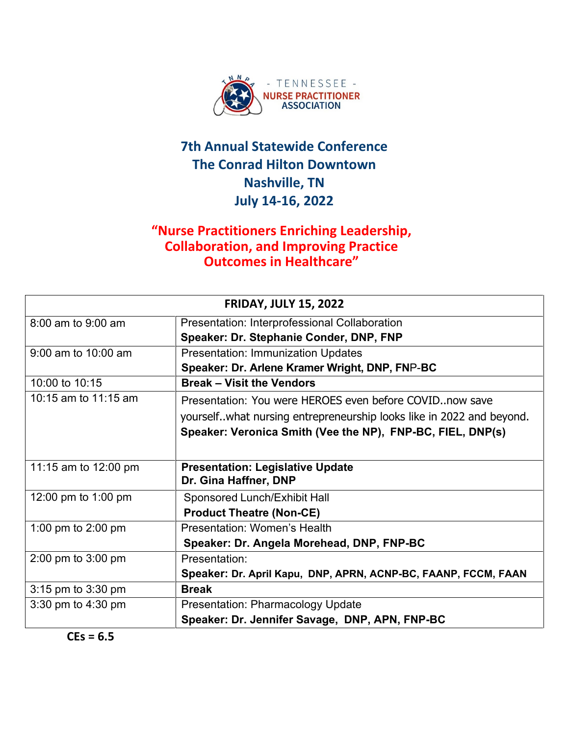- TENNESSEE -
NURSE PRACTITIONER ASSOCIATION

# 7th Annual Statewide Conference
## The Conrad Hilton Downtown
## Nashville, TN
## July 14-16, 2022

## "Nurse Practitioners Enriching Leadership, Collaboration, and Improving Practice Outcomes in Healthcare"

| FRIDAY, JULY 15, 2022 | |
|---|---|
| 8:00 am to 9:00 am | Presentation: Interprofessional Collaboration<br>**Speaker: Dr. Stephanie Conder, DNP, FNP** |
| 9:00 am to 10:00 am | Presentation: Immunization Updates<br>**Speaker: Dr. Arlene Kramer Wright, DNP, FNP-BC** |
| 10:00 to 10:15 | **Break – Visit the Vendors** |
| 10:15 am to 11:15 am | Presentation: You were HEROES even before COVID..now save yourself..what nursing entrepreneurship looks like in 2022 and beyond.<br>**Speaker: Veronica Smith (Vee the NP), FNP-BC, FIEL, DNP(s)** |
| 11:15 am to 12:00 pm | **Presentation: Legislative Update**<br>**Dr. Gina Haffner, DNP** |
| 12:00 pm to 1:00 pm | Sponsored Lunch/Exhibit Hall<br>**Product Theatre (Non-CE)** |
| 1:00 pm to 2:00 pm | Presentation: Women's Health<br>**Speaker: Dr. Angela Morehead, DNP, FNP-BC** |
| 2:00 pm to 3:00 pm | Presentation:<br>**Speaker: Dr. April Kapu, DNP, APRN, ACNP-BC, FAANP, FCCM, FAAN** |
| 3:15 pm to 3:30 pm | **Break** |
| 3:30 pm to 4:30 pm | Presentation: Pharmacology Update<br>**Speaker: Dr. Jennifer Savage, DNP, APN, FNP-BC** |

**CEs = 6.5**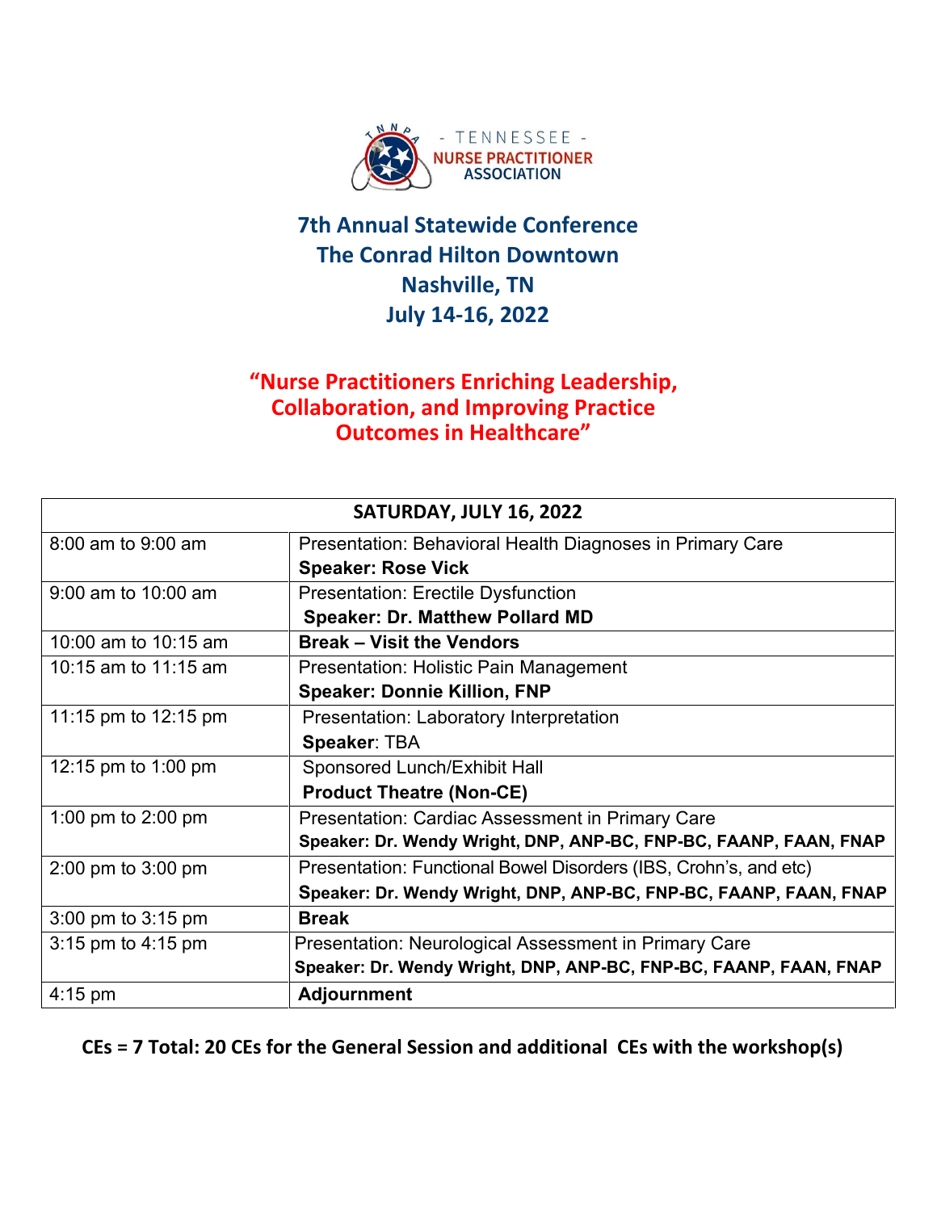- TENNESSEE -
NURSE PRACTITIONER ASSOCIATION

# 7th Annual Statewide Conference
# The Conrad Hilton Downtown
# Nashville, TN
# July 14-16, 2022

## "Nurse Practitioners Enriching Leadership, Collaboration, and Improving Practice Outcomes in Healthcare"

| SATURDAY, JULY 16, 2022 | |
|---|---|
| 8:00 am to 9:00 am | Presentation: Behavioral Health Diagnoses in Primary Care<br>**Speaker: Rose Vick** |
| 9:00 am to 10:00 am | Presentation: Erectile Dysfunction<br>**Speaker: Dr. Matthew Pollard MD** |
| 10:00 am to 10:15 am | **Break – Visit the Vendors** |
| 10:15 am to 11:15 am | Presentation: Holistic Pain Management<br>**Speaker: Donnie Killion, FNP** |
| 11:15 pm to 12:15 pm | Presentation: Laboratory Interpretation<br>**Speaker**: TBA |
| 12:15 pm to 1:00 pm | Sponsored Lunch/Exhibit Hall<br>**Product Theatre (Non-CE)** |
| 1:00 pm to 2:00 pm | Presentation: Cardiac Assessment in Primary Care<br>**Speaker: Dr. Wendy Wright, DNP, ANP-BC, FNP-BC, FAANP, FAAN, FNAP** |
| 2:00 pm to 3:00 pm | Presentation: Functional Bowel Disorders (IBS, Crohn's, and etc)<br>**Speaker: Dr. Wendy Wright, DNP, ANP-BC, FNP-BC, FAANP, FAAN, FNAP** |
| 3:00 pm to 3:15 pm | **Break** |
| 3:15 pm to 4:15 pm | Presentation: Neurological Assessment in Primary Care<br>**Speaker: Dr. Wendy Wright, DNP, ANP-BC, FNP-BC, FAANP, FAAN, FNAP** |
| 4:15 pm | **Adjournment** |

**CEs = 7 Total: 20 CEs for the General Session and additional CEs with the workshop(s)**